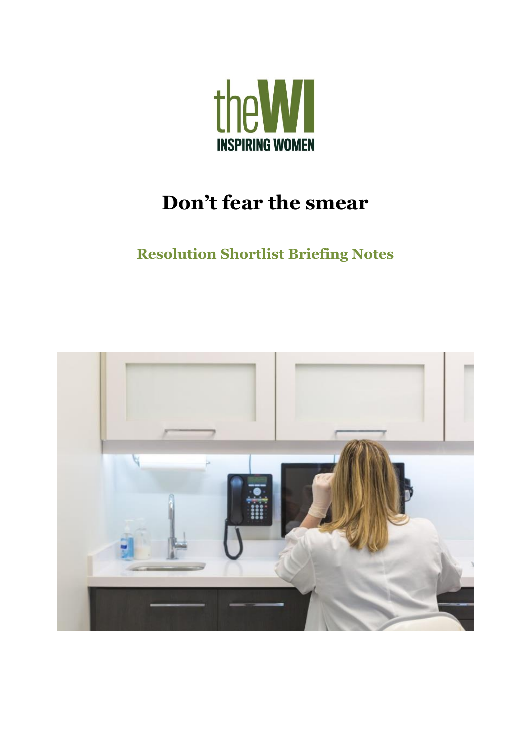# Don't fear the smear

## Resolution Shortlist Briefing Notes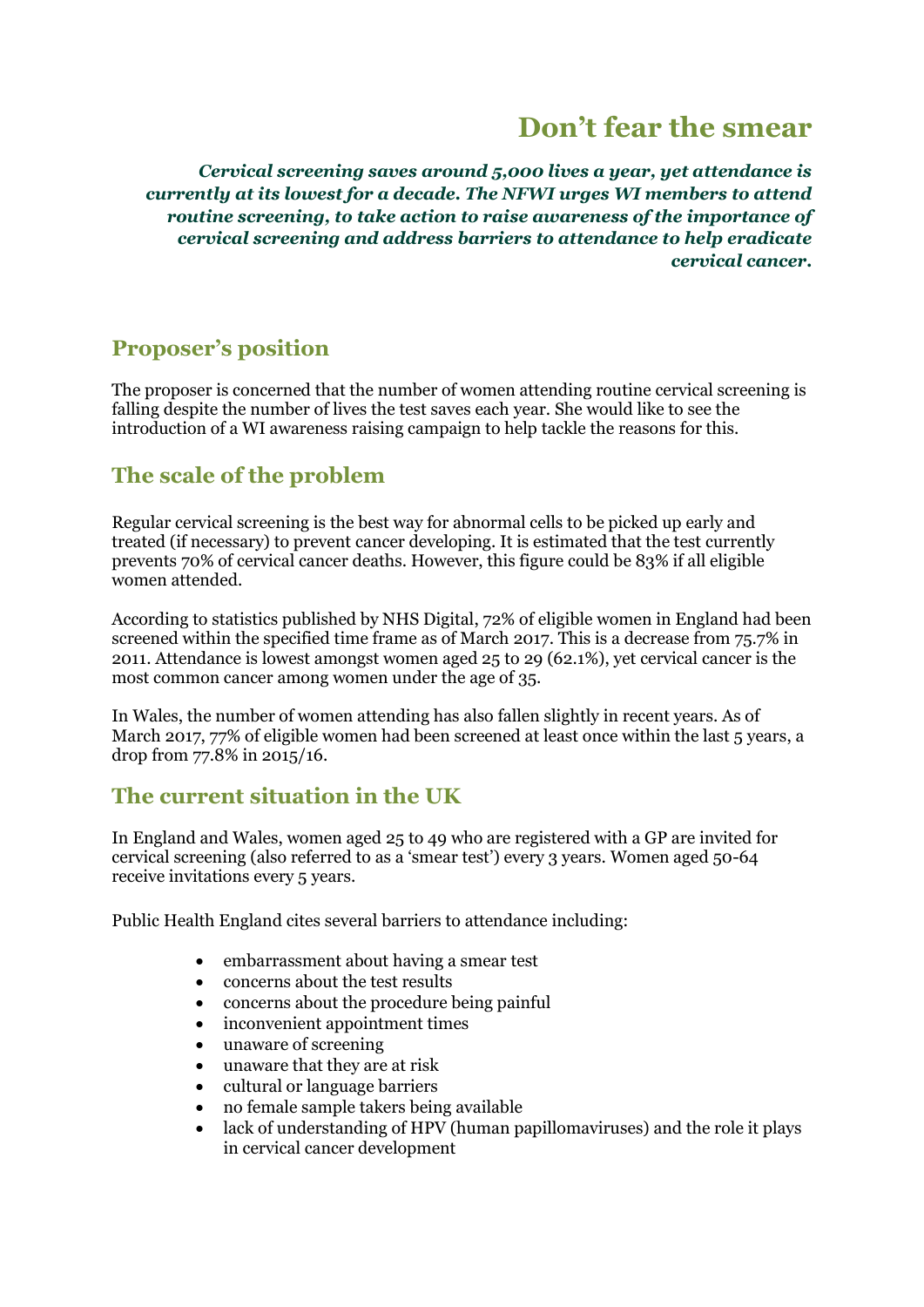# Don't fear the smear

***Cervical screening saves around 5,000 lives a year, yet attendance is currently at its lowest for a decade. The NFWI urges WI members to attend routine screening, to take action to raise awareness of the importance of cervical screening and address barriers to attendance to help eradicate cervical cancer.***

## Proposer's position

The proposer is concerned that the number of women attending routine cervical screening is falling despite the number of lives the test saves each year. She would like to see the introduction of a WI awareness raising campaign to help tackle the reasons for this.

## The scale of the problem

Regular cervical screening is the best way for abnormal cells to be picked up early and treated (if necessary) to prevent cancer developing. It is estimated that the test currently prevents 70% of cervical cancer deaths. However, this figure could be 83% if all eligible women attended.

According to statistics published by NHS Digital, 72% of eligible women in England had been screened within the specified time frame as of March 2017. This is a decrease from 75.7% in 2011. Attendance is lowest amongst women aged 25 to 29 (62.1%), yet cervical cancer is the most common cancer among women under the age of 35.

In Wales, the number of women attending has also fallen slightly in recent years. As of March 2017, 77% of eligible women had been screened at least once within the last 5 years, a drop from 77.8% in 2015/16.

## The current situation in the UK

In England and Wales, women aged 25 to 49 who are registered with a GP are invited for cervical screening (also referred to as a 'smear test') every 3 years. Women aged 50-64 receive invitations every 5 years.

Public Health England cites several barriers to attendance including:

- embarrassment about having a smear test
- concerns about the test results
- concerns about the procedure being painful
- inconvenient appointment times
- unaware of screening
- unaware that they are at risk
- cultural or language barriers
- no female sample takers being available
- lack of understanding of HPV (human papillomaviruses) and the role it plays in cervical cancer development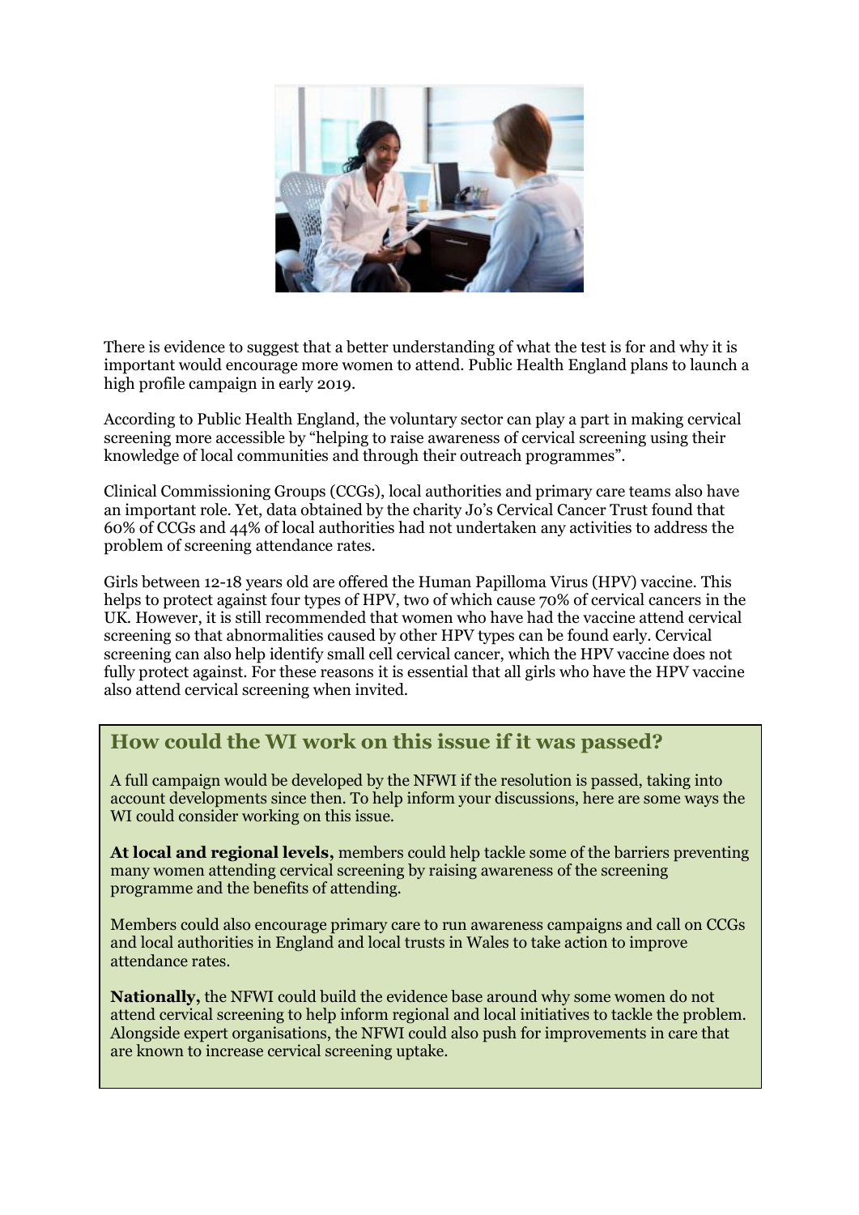There is evidence to suggest that a better understanding of what the test is for and why it is important would encourage more women to attend. Public Health England plans to launch a high profile campaign in early 2019.

According to Public Health England, the voluntary sector can play a part in making cervical screening more accessible by "helping to raise awareness of cervical screening using their knowledge of local communities and through their outreach programmes".

Clinical Commissioning Groups (CCGs), local authorities and primary care teams also have an important role. Yet, data obtained by the charity Jo's Cervical Cancer Trust found that 60% of CCGs and 44% of local authorities had not undertaken any activities to address the problem of screening attendance rates.

Girls between 12-18 years old are offered the Human Papilloma Virus (HPV) vaccine. This helps to protect against four types of HPV, two of which cause 70% of cervical cancers in the UK. However, it is still recommended that women who have had the vaccine attend cervical screening so that abnormalities caused by other HPV types can be found early. Cervical screening can also help identify small cell cervical cancer, which the HPV vaccine does not fully protect against. For these reasons it is essential that all girls who have the HPV vaccine also attend cervical screening when invited.

## How could the WI work on this issue if it was passed?

A full campaign would be developed by the NFWI if the resolution is passed, taking into account developments since then. To help inform your discussions, here are some ways the WI could consider working on this issue.

**At local and regional levels,** members could help tackle some of the barriers preventing many women attending cervical screening by raising awareness of the screening programme and the benefits of attending.

Members could also encourage primary care to run awareness campaigns and call on CCGs and local authorities in England and local trusts in Wales to take action to improve attendance rates.

**Nationally,** the NFWI could build the evidence base around why some women do not attend cervical screening to help inform regional and local initiatives to tackle the problem. Alongside expert organisations, the NFWI could also push for improvements in care that are known to increase cervical screening uptake.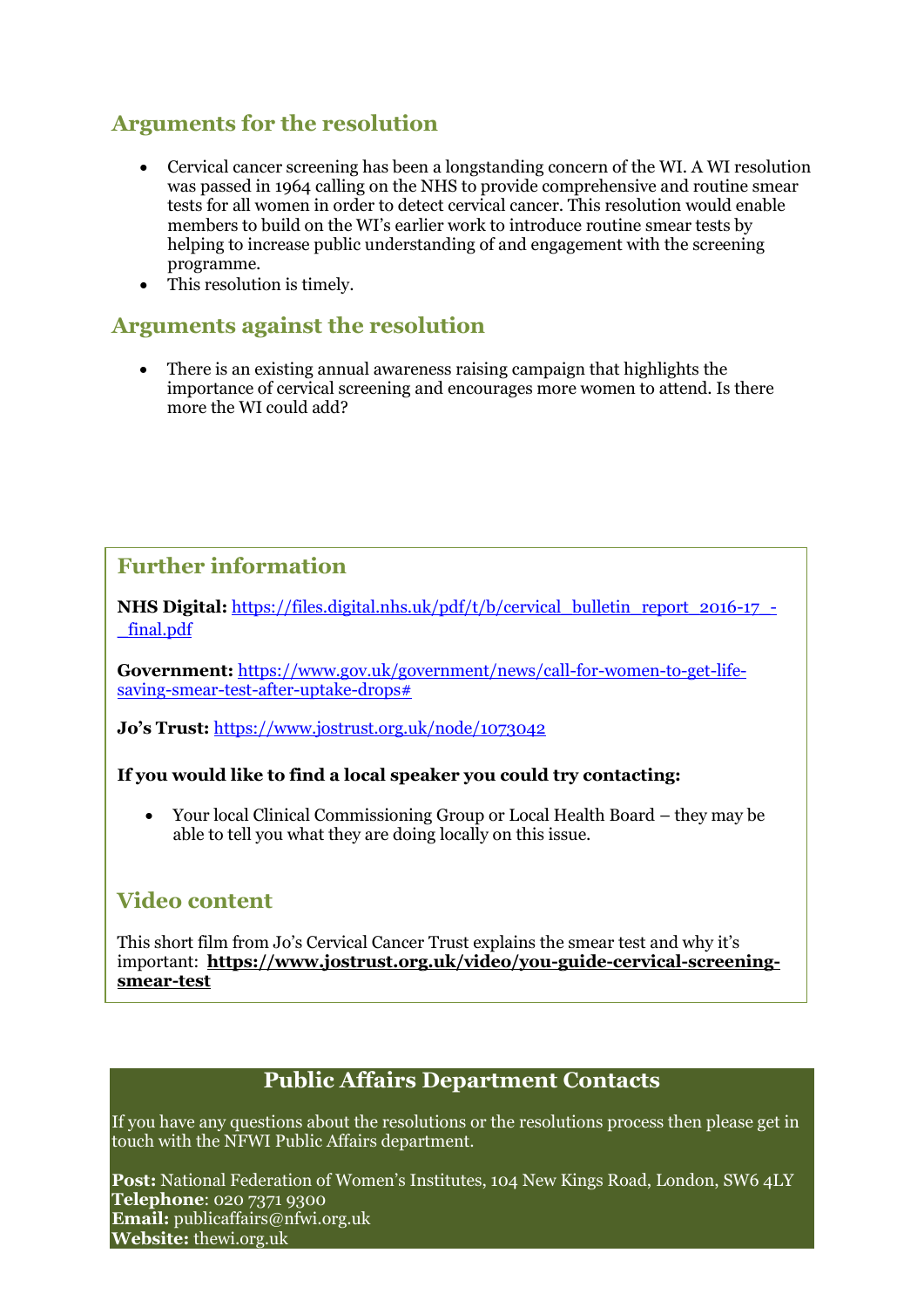## Arguments for the resolution

- Cervical cancer screening has been a longstanding concern of the WI. A WI resolution was passed in 1964 calling on the NHS to provide comprehensive and routine smear tests for all women in order to detect cervical cancer. This resolution would enable members to build on the WI's earlier work to introduce routine smear tests by helping to increase public understanding of and engagement with the screening programme.
- This resolution is timely.

## Arguments against the resolution

- There is an existing annual awareness raising campaign that highlights the importance of cervical screening and encourages more women to attend. Is there more the WI could add?

## Further information

**NHS Digital:** https://files.digital.nhs.uk/pdf/t/b/cervical_bulletin_report_2016-17_-_final.pdf

**Government:** https://www.gov.uk/government/news/call-for-women-to-get-life-saving-smear-test-after-uptake-drops#

**Jo's Trust:** https://www.jostrust.org.uk/node/1073042

**If you would like to find a local speaker you could try contacting:**

- Your local Clinical Commissioning Group or Local Health Board – they may be able to tell you what they are doing locally on this issue.

## Video content

This short film from Jo's Cervical Cancer Trust explains the smear test and why it's important: **https://www.jostrust.org.uk/video/you-guide-cervical-screening-smear-test**

## Public Affairs Department Contacts

If you have any questions about the resolutions or the resolutions process then please get in touch with the NFWI Public Affairs department.

**Post:** National Federation of Women's Institutes, 104 New Kings Road, London, SW6 4LY
**Telephone**: 020 7371 9300
**Email:** publicaffairs@nfwi.org.uk
**Website:** thewi.org.uk